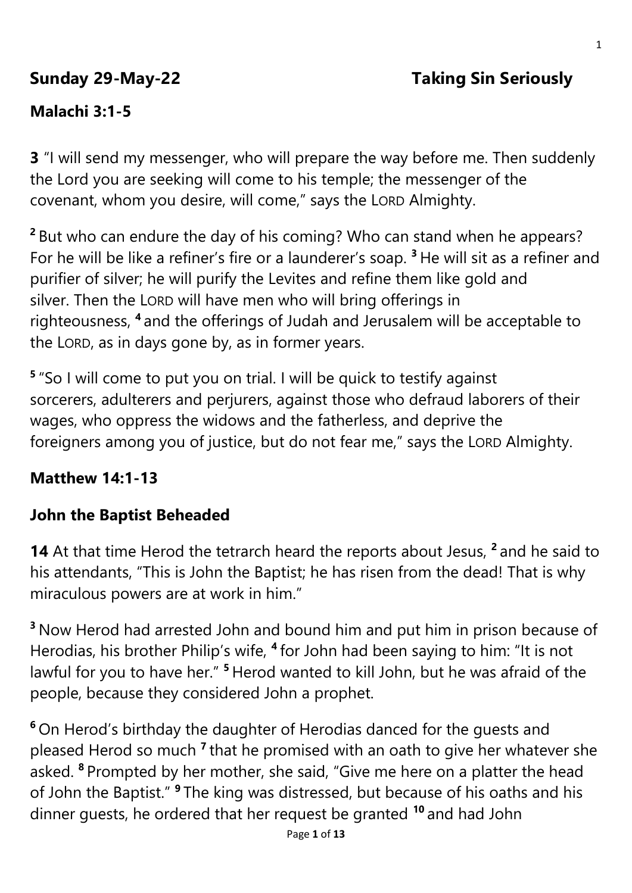**Sunday 29-May-22** **Taking Sin Seriously**

**Malachi 3:1-5**

**3** "I will send my messenger, who will prepare the way before me. Then suddenly the Lord you are seeking will come to his temple; the messenger of the covenant, whom you desire, will come," says the LORD Almighty.

[2] But who can endure the day of his coming? Who can stand when he appears? For he will be like a refiner's fire or a launderer's soap. [3] He will sit as a refiner and purifier of silver; he will purify the Levites and refine them like gold and silver. Then the LORD will have men who will bring offerings in righteousness, [4] and the offerings of Judah and Jerusalem will be acceptable to the LORD, as in days gone by, as in former years.

[5] "So I will come to put you on trial. I will be quick to testify against sorcerers, adulterers and perjurers, against those who defraud laborers of their wages, who oppress the widows and the fatherless, and deprive the foreigners among you of justice, but do not fear me," says the LORD Almighty.

**Matthew 14:1-13**

**John the Baptist Beheaded**

**14** At that time Herod the tetrarch heard the reports about Jesus, [2] and he said to his attendants, "This is John the Baptist; he has risen from the dead! That is why miraculous powers are at work in him."

[3] Now Herod had arrested John and bound him and put him in prison because of Herodias, his brother Philip's wife, [4] for John had been saying to him: "It is not lawful for you to have her." [5] Herod wanted to kill John, but he was afraid of the people, because they considered John a prophet.

[6] On Herod's birthday the daughter of Herodias danced for the guests and pleased Herod so much [7] that he promised with an oath to give her whatever she asked. [8] Prompted by her mother, she said, "Give me here on a platter the head of John the Baptist." [9] The king was distressed, but because of his oaths and his dinner guests, he ordered that her request be granted [10] and had John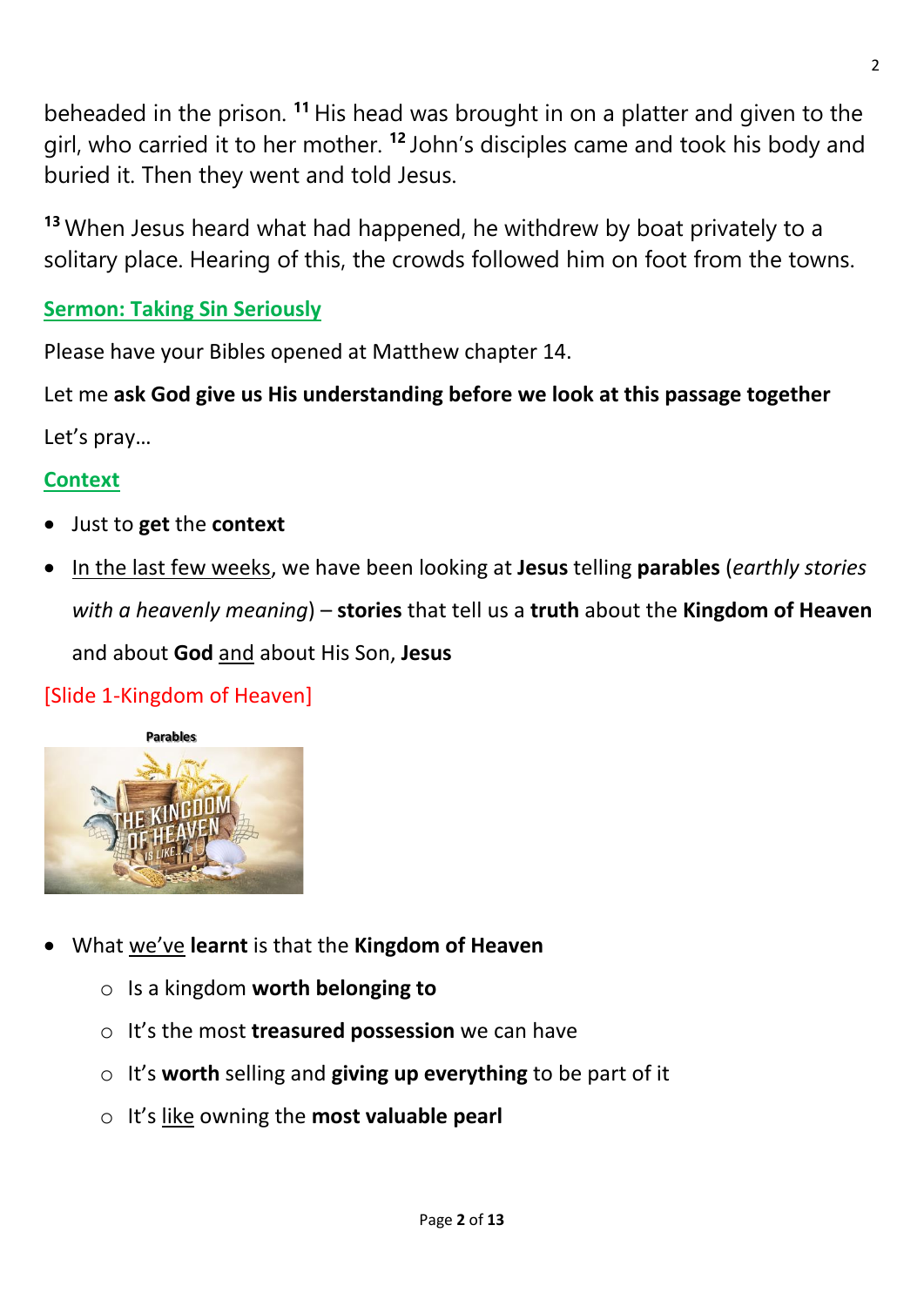beheaded in the prison. [11] His head was brought in on a platter and given to the girl, who carried it to her mother. [12] John's disciples came and took his body and buried it. Then they went and told Jesus.

[13] When Jesus heard what had happened, he withdrew by boat privately to a solitary place. Hearing of this, the crowds followed him on foot from the towns.

## Sermon: Taking Sin Seriously

Please have your Bibles opened at Matthew chapter 14.

Let me **ask God give us His understanding before we look at this passage together**

Let's pray…

## Context

- Just to **get** the **context**
- In the last few weeks, we have been looking at **Jesus** telling **parables** (*earthly stories with a heavenly meaning*) – **stories** that tell us a **truth** about the **Kingdom of Heaven** and about **God** and about His Son, **Jesus**

[Slide 1-Kingdom of Heaven]

**Parables**

- What we've **learnt** is that the **Kingdom of Heaven**
  - Is a kingdom **worth belonging to**
  - It's the most **treasured possession** we can have
  - It's **worth** selling and **giving up everything** to be part of it
  - It's like owning the **most valuable pearl**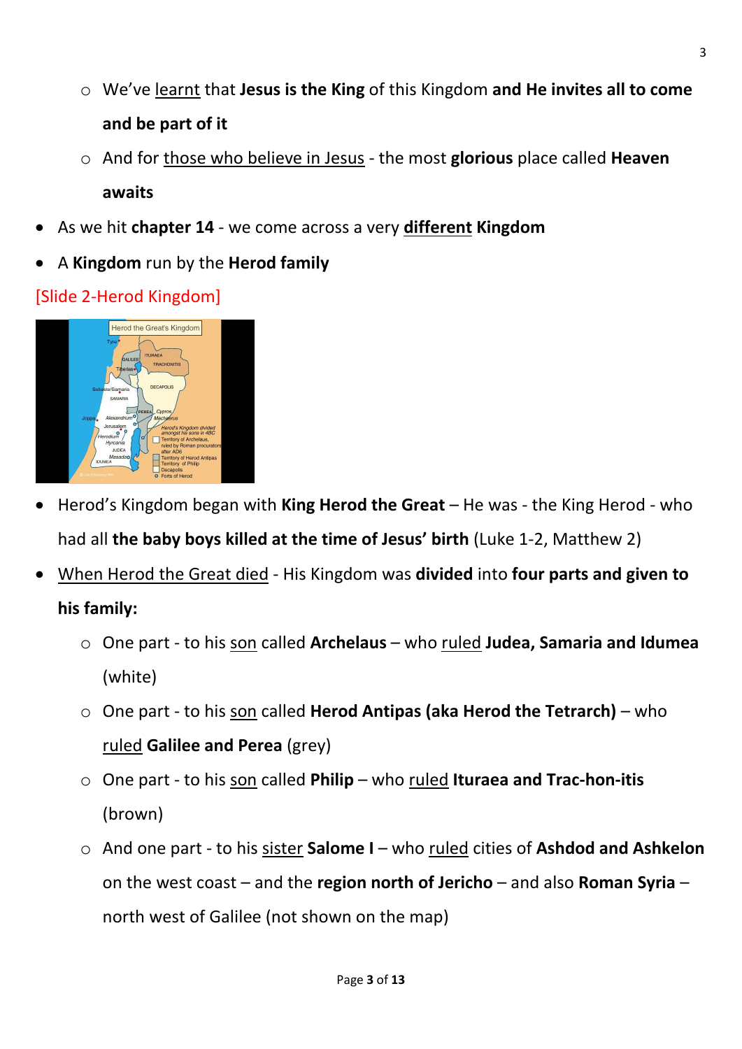- We've <u>learnt</u> that **Jesus is the King** of this Kingdom **and He invites all to come and be part of it**
- And for <u>those who believe in Jesus</u> - the most **glorious** place called **Heaven awaits**

- As we hit **chapter 14** - we come across a very **<u>different</u> Kingdom**
- A **Kingdom** run by the **Herod family**

[Slide 2-Herod Kingdom]

- Herod's Kingdom began with **King Herod the Great** – He was - the King Herod - who had all **the baby boys killed at the time of Jesus' birth** (Luke 1-2, Matthew 2)
- <u>When Herod the Great died</u> - His Kingdom was **divided** into **four parts and given to his family:**
  - One part - to his <u>son</u> called **Archelaus** – who <u>ruled</u> **Judea, Samaria and Idumea** (white)
  - One part - to his <u>son</u> called **Herod Antipas (aka Herod the Tetrarch)** – who <u>ruled</u> **Galilee and Perea** (grey)
  - One part - to his <u>son</u> called **Philip** – who <u>ruled</u> **Ituraea and Trac-hon-itis** (brown)
  - And one part - to his <u>sister</u> **Salome I** – who <u>ruled</u> cities of **Ashdod and Ashkelon** on the west coast – and the **region north of Jericho** – and also **Roman Syria** – north west of Galilee (not shown on the map)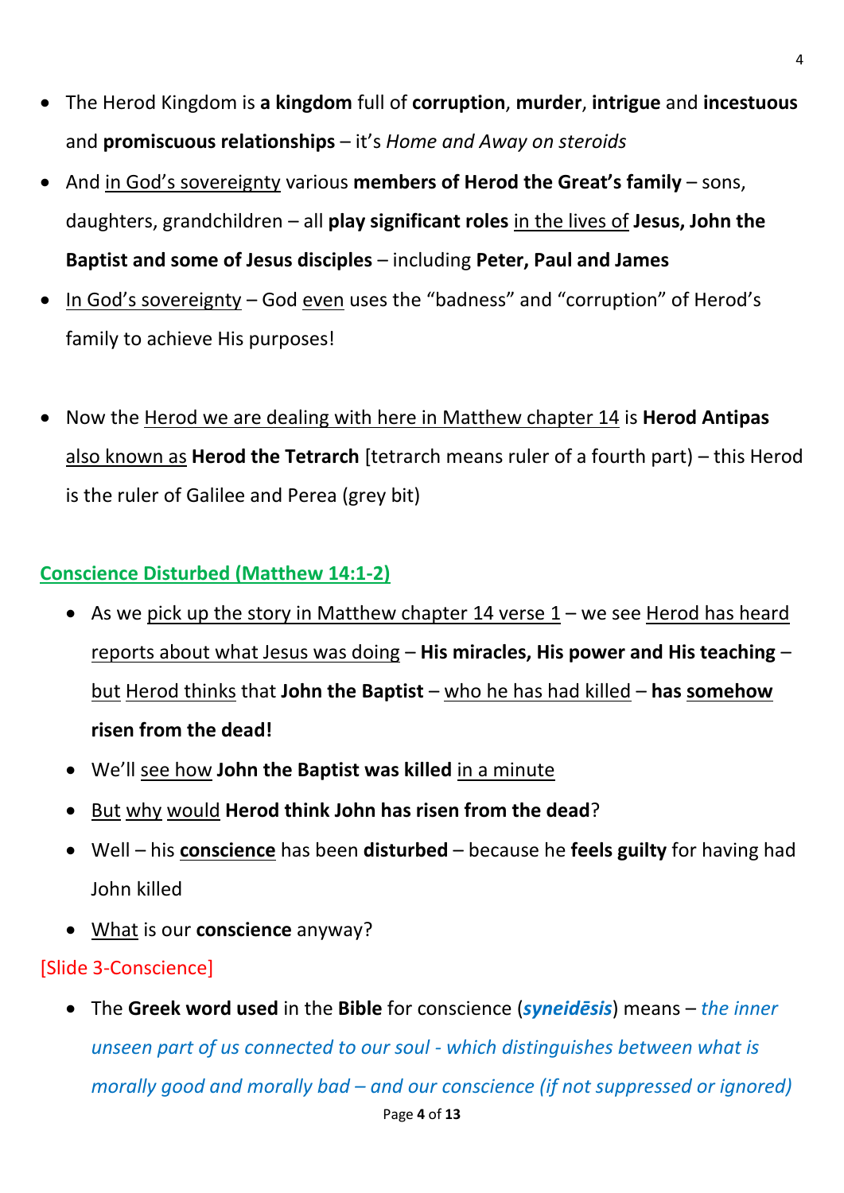- The Herod Kingdom is **a kingdom** full of **corruption**, **murder**, **intrigue** and **incestuous** and **promiscuous relationships** – it's *Home and Away on steroids*
- And in God's sovereignty various **members of Herod the Great's family** – sons, daughters, grandchildren – all **play significant roles** in the lives of **Jesus, John the Baptist and some of Jesus disciples** – including **Peter, Paul and James**
- In God's sovereignty – God even uses the "badness" and "corruption" of Herod's family to achieve His purposes!

- Now the Herod we are dealing with here in Matthew chapter 14 is **Herod Antipas** also known as **Herod the Tetrarch** [tetrarch means ruler of a fourth part) – this Herod is the ruler of Galilee and Perea (grey bit)

## Conscience Disturbed (Matthew 14:1-2)

- As we pick up the story in Matthew chapter 14 verse 1 – we see Herod has heard reports about what Jesus was doing – **His miracles, His power and His teaching** – but Herod thinks that **John the Baptist** – who he has had killed – **has somehow risen from the dead!**
- We'll see how **John the Baptist was killed** in a minute
- But why would **Herod think John has risen from the dead**?
- Well – his **conscience** has been **disturbed** – because he **feels guilty** for having had John killed
- What is our **conscience** anyway?

[Slide 3-Conscience]

- The **Greek word used** in the **Bible** for conscience (***syneidēsis***) means – *the inner unseen part of us connected to our soul - which distinguishes between what is morally good and morally bad – and our conscience (if not suppressed or ignored)*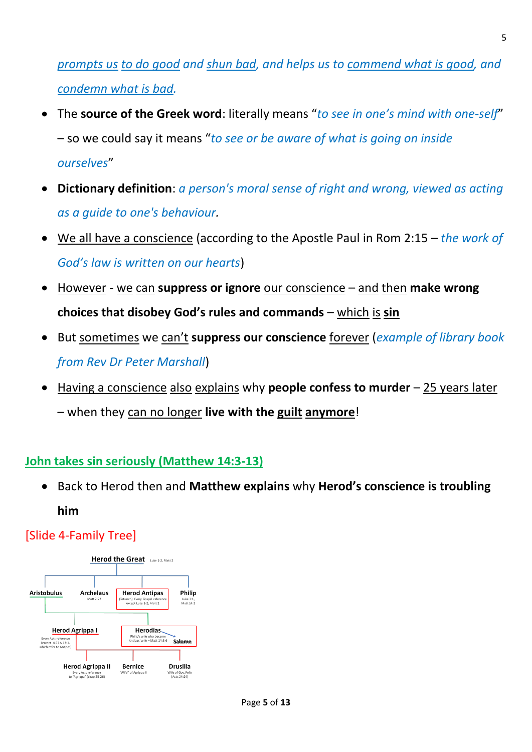*prompts us to do good and shun bad, and helps us to commend what is good, and condemn what is bad.*

- The **source of the Greek word**: literally means "*to see in one's mind with one-self*" – so we could say it means "*to see or be aware of what is going on inside ourselves*"
- **Dictionary definition**: *a person's moral sense of right and wrong, viewed as acting as a guide to one's behaviour.*
- We all have a conscience (according to the Apostle Paul in Rom 2:15 – *the work of God's law is written on our hearts*)
- However - we can **suppress or ignore** our conscience – and then **make wrong choices that disobey God's rules and commands** – which is **sin**
- But sometimes we can't **suppress our conscience** forever (*example of library book from Rev Dr Peter Marshall*)
- Having a conscience also explains why **people confess to murder** – 25 years later – when they can no longer **live with the guilt anymore**!

## John takes sin seriously (Matthew 14:3-13)

- Back to Herod then and **Matthew explains** why **Herod's conscience is troubling him**

[Slide 4-Family Tree]

Herod the Great (Luke 1-2, Matt 2)

- Aristobulus
- Archelaus (Matt 2:22)
- Herod Antipas ((Tetrarch) Every Gospel reference except Luke 1-2, Matt 2)
- Philip (Luke 3:1, Matt 14:3)

Herod Agrippa I (Every Acts reference (except 4:27 & 13:1, which refer to Antipas))

Herodias (Philip's wife who became Antipas' wife – Matt 14:3-6) → Salome

- Herod Agrippa II (Every Acts reference to "Agrippa" (chap 25-26))
- Bernice ("Wife" of Agrippa II)
- Drusilla (Wife of Gov. Felix (Acts 24:24))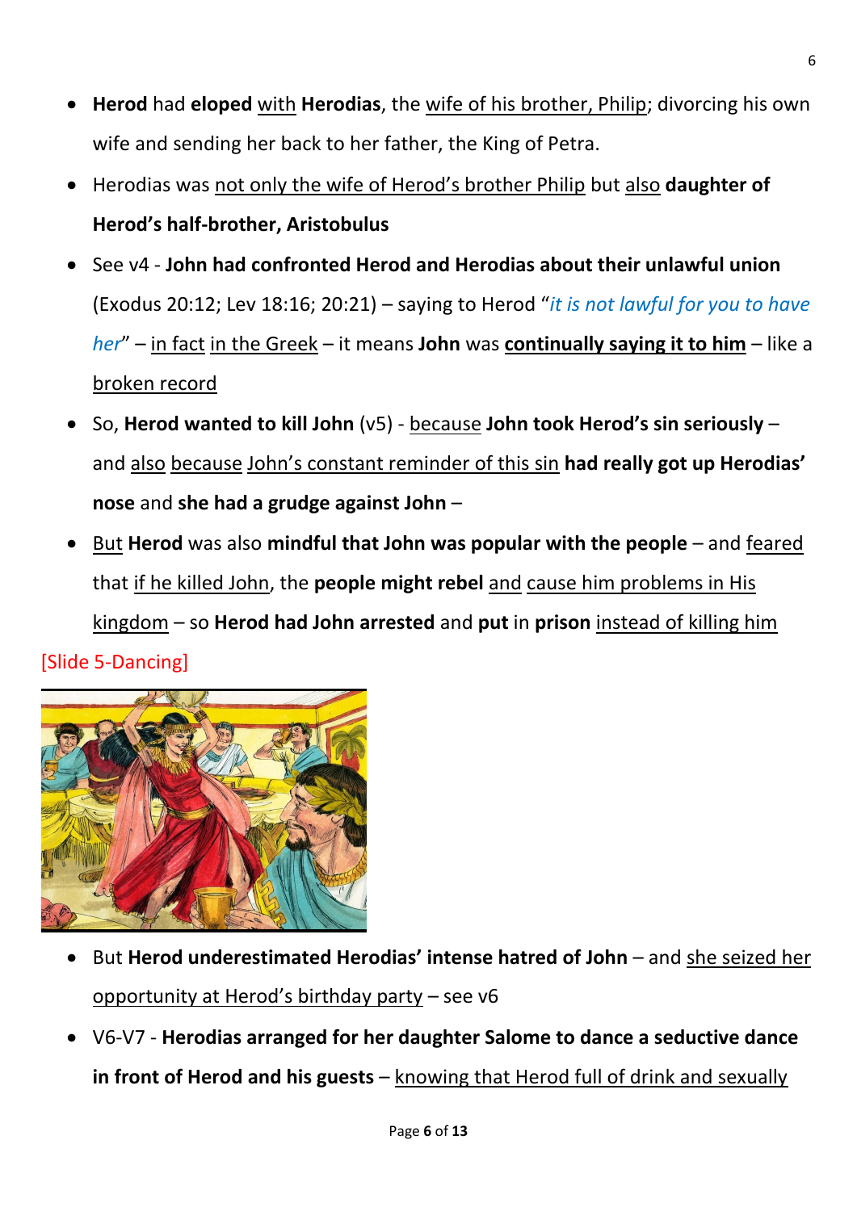- **Herod** had **eloped** with **Herodias**, the wife of his brother, Philip; divorcing his own wife and sending her back to her father, the King of Petra.
- Herodias was not only the wife of Herod's brother Philip but also **daughter of Herod's half-brother, Aristobulus**
- See v4 - **John had confronted Herod and Herodias about their unlawful union** (Exodus 20:12; Lev 18:16; 20:21) – saying to Herod "*it is not lawful for you to have her*" – in fact in the Greek – it means **John** was **continually saying it to him** – like a broken record
- So, **Herod wanted to kill John** (v5) - because **John took Herod's sin seriously** – and also because John's constant reminder of this sin **had really got up Herodias' nose** and **she had a grudge against John** –
- But **Herod** was also **mindful that John was popular with the people** – and feared that if he killed John, the **people might rebel** and cause him problems in His kingdom – so **Herod had John arrested** and **put** in **prison** instead of killing him

[Slide 5-Dancing]

- But **Herod underestimated Herodias' intense hatred of John** – and she seized her opportunity at Herod's birthday party – see v6
- V6-V7 - **Herodias arranged for her daughter Salome to dance a seductive dance in front of Herod and his guests** – knowing that Herod full of drink and sexually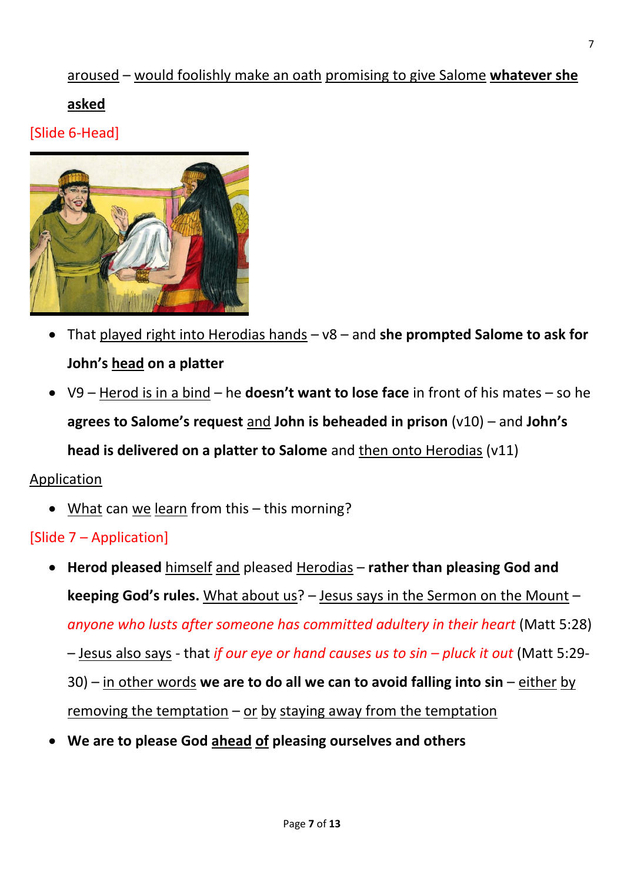<u>aroused</u> – <u>would foolishly make an oath</u> <u>promising to give Salome</u> **<u>whatever she asked</u>**

[Slide 6-Head]

- That <u>played right into Herodias hands</u> – v8 – and **she prompted Salome to ask for John's <u>head</u> on a platter**
- V9 – <u>Herod is in a bind</u> – he **doesn't want to lose face** in front of his mates – so he **agrees to Salome's request** <u>and</u> **John is beheaded in prison** (v10) – and **John's head is delivered on a platter to Salome** and <u>then onto Herodias</u> (v11)

<u>Application</u>

- <u>What</u> can <u>we</u> <u>learn</u> from this – this morning?

[Slide 7 – Application]

- **Herod pleased** <u>himself</u> <u>and</u> pleased <u>Herodias</u> – **rather than pleasing God and keeping God's rules.** <u>What about us</u>? – <u>Jesus says in the Sermon on the Mount</u> – *anyone who lusts after someone has committed adultery in their heart* (Matt 5:28) – <u>Jesus also says</u> - that *if our eye or hand causes us to sin – pluck it out* (Matt 5:29-30) – <u>in other words</u> **we are to do all we can to avoid falling into sin** – <u>either</u> <u>by</u> <u>removing the temptation</u> – <u>or</u> <u>by</u> <u>staying away from the temptation</u>
- **We are to please God <u>ahead</u> <u>of</u> pleasing ourselves and others**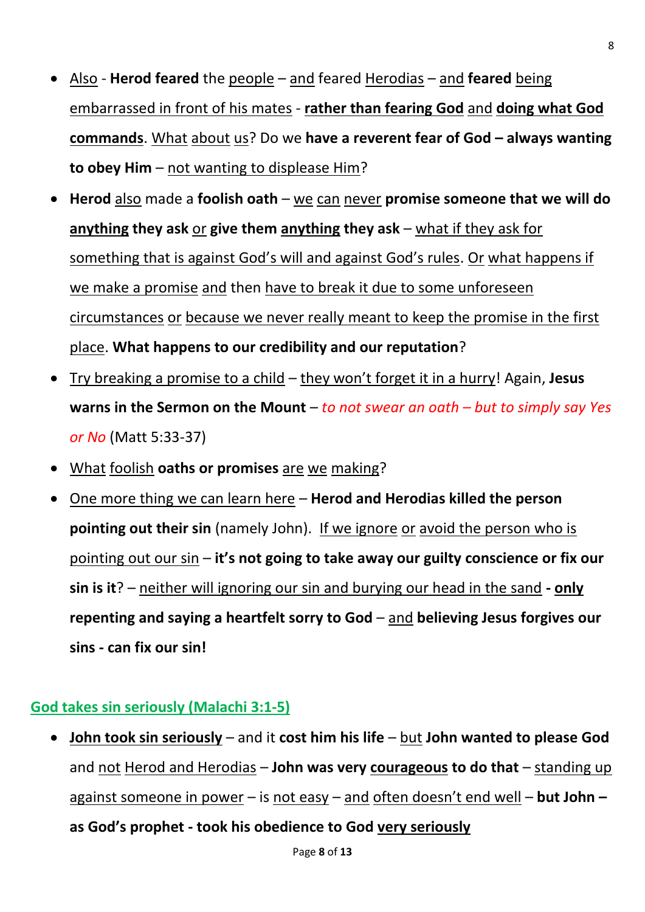- Also - **Herod feared** the people – and feared Herodias – and **feared** being embarrassed in front of his mates - **rather than fearing God** and **doing what God commands**. What about us? Do we **have a reverent fear of God – always wanting to obey Him** – not wanting to displease Him?
- **Herod** also made a **foolish oath** – we can never **promise someone that we will do anything they ask** or **give them anything they ask** – what if they ask for something that is against God's will and against God's rules. Or what happens if we make a promise and then have to break it due to some unforeseen circumstances or because we never really meant to keep the promise in the first place. **What happens to our credibility and our reputation**?
- Try breaking a promise to a child – they won't forget it in a hurry! Again, **Jesus warns in the Sermon on the Mount** – *to not swear an oath – but to simply say Yes or No* (Matt 5:33-37)
- What foolish **oaths or promises** are we making?
- One more thing we can learn here – **Herod and Herodias killed the person pointing out their sin** (namely John). If we ignore or avoid the person who is pointing out our sin – **it's not going to take away our guilty conscience or fix our sin is it**? – neither will ignoring our sin and burying our head in the sand **- only repenting and saying a heartfelt sorry to God** – and **believing Jesus forgives our sins - can fix our sin!**

## God takes sin seriously (Malachi 3:1-5)

- **John took sin seriously** – and it **cost him his life** – but **John wanted to please God** and not Herod and Herodias – **John was very courageous to do that** – standing up against someone in power – is not easy – and often doesn't end well – **but John – as God's prophet - took his obedience to God very seriously**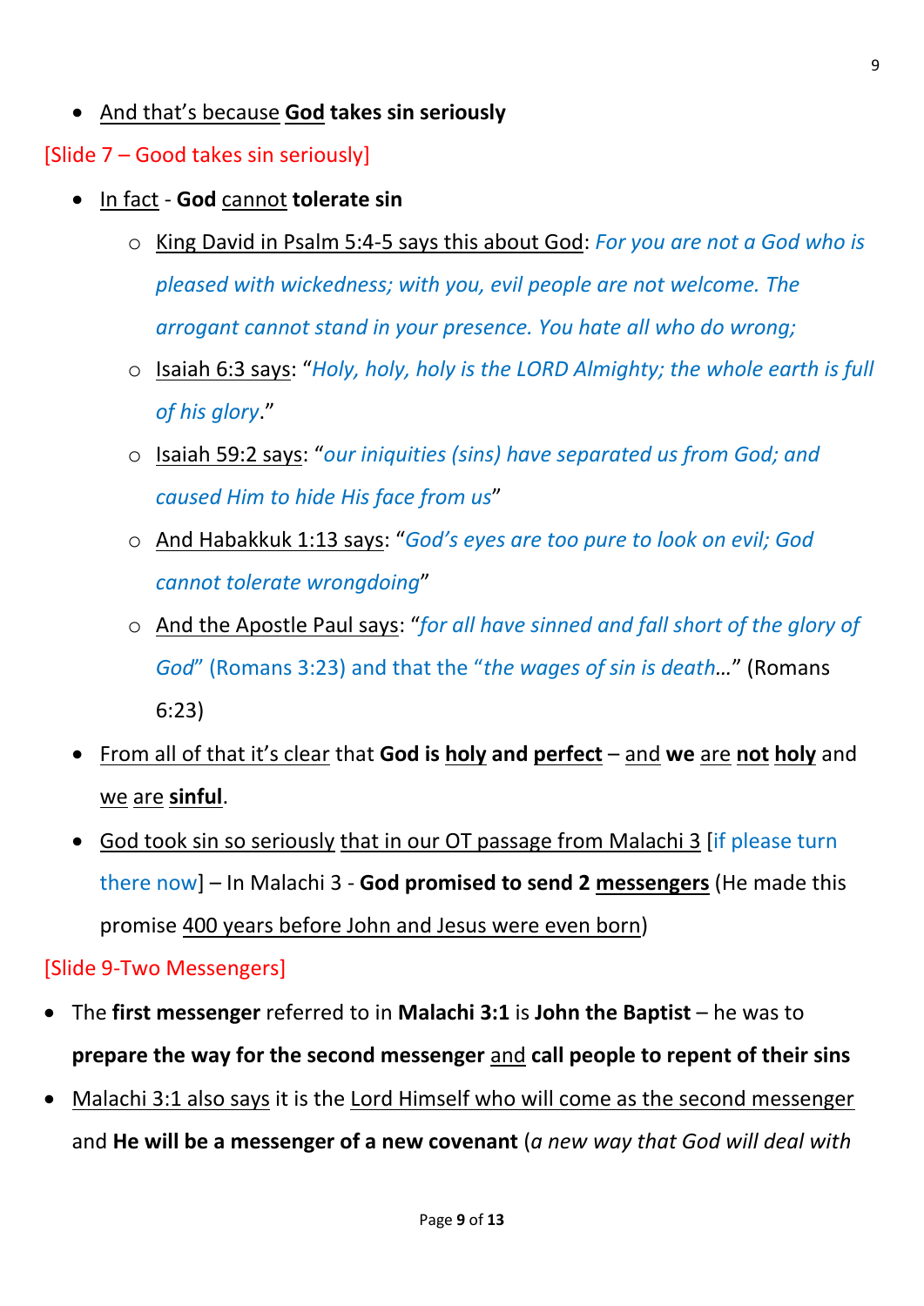- And that's because **God takes sin seriously**

[Slide 7 – Good takes sin seriously]

- In fact - **God** cannot **tolerate sin**
    - King David in Psalm 5:4-5 says this about God: *For you are not a God who is pleased with wickedness; with you, evil people are not welcome. The arrogant cannot stand in your presence. You hate all who do wrong;*
    - Isaiah 6:3 says: "*Holy, holy, holy is the LORD Almighty; the whole earth is full of his glory*."
    - Isaiah 59:2 says: "*our iniquities (sins) have separated us from God; and caused Him to hide His face from us*"
    - And Habakkuk 1:13 says: "*God's eyes are too pure to look on evil; God cannot tolerate wrongdoing*"
    - And the Apostle Paul says: "*for all have sinned and fall short of the glory of God*" (Romans 3:23) and that the "*the wages of sin is death…*" (Romans 6:23)
- From all of that it's clear that **God is holy and perfect** – and **we** are **not holy** and we are **sinful**.
- God took sin so seriously that in our OT passage from Malachi 3 [if please turn there now] – In Malachi 3 - **God promised to send 2 messengers** (He made this promise 400 years before John and Jesus were even born)

[Slide 9-Two Messengers]

- The **first messenger** referred to in **Malachi 3:1** is **John the Baptist** – he was to **prepare the way for the second messenger** and **call people to repent of their sins**
- Malachi 3:1 also says it is the Lord Himself who will come as the second messenger and **He will be a messenger of a new covenant** (*a new way that God will deal with*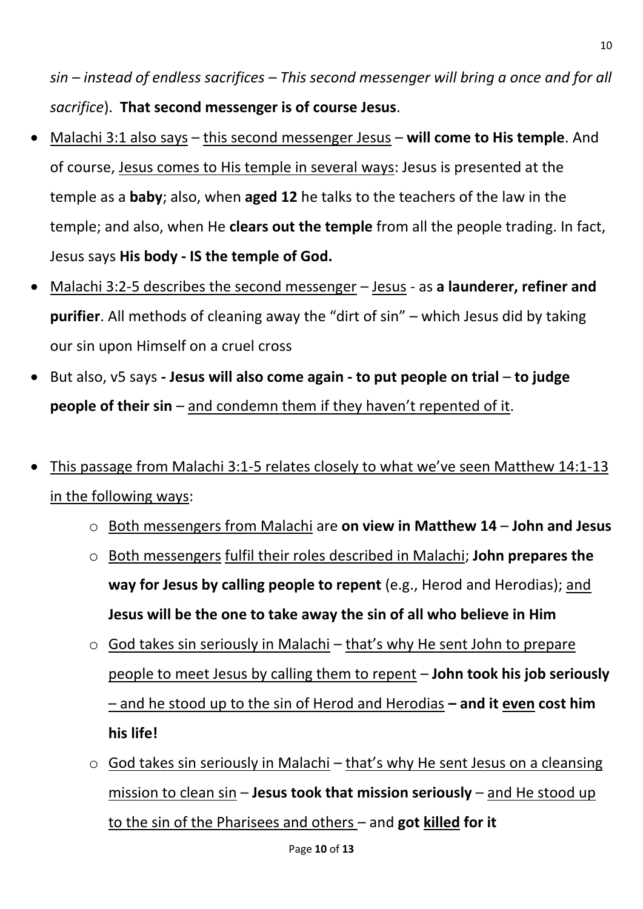*sin – instead of endless sacrifices – This second messenger will bring a once and for all sacrifice*). **That second messenger is of course Jesus**.

- Malachi 3:1 also says – this second messenger Jesus – **will come to His temple**. And of course, Jesus comes to His temple in several ways: Jesus is presented at the temple as a **baby**; also, when **aged 12** he talks to the teachers of the law in the temple; and also, when He **clears out the temple** from all the people trading. In fact, Jesus says **His body - IS the temple of God.**
- Malachi 3:2-5 describes the second messenger – Jesus - as **a launderer, refiner and purifier**. All methods of cleaning away the "dirt of sin" – which Jesus did by taking our sin upon Himself on a cruel cross
- But also, v5 says **- Jesus will also come again - to put people on trial** – **to judge people of their sin** – and condemn them if they haven't repented of it.

- This passage from Malachi 3:1-5 relates closely to what we've seen Matthew 14:1-13 in the following ways:
  - Both messengers from Malachi are **on view in Matthew 14** – **John and Jesus**
  - Both messengers fulfil their roles described in Malachi; **John prepares the way for Jesus by calling people to repent** (e.g., Herod and Herodias); and **Jesus will be the one to take away the sin of all who believe in Him**
  - God takes sin seriously in Malachi – that's why He sent John to prepare people to meet Jesus by calling them to repent – **John took his job seriously** – and he stood up to the sin of Herod and Herodias **– and it even cost him his life!**
  - God takes sin seriously in Malachi – that's why He sent Jesus on a cleansing mission to clean sin – **Jesus took that mission seriously** – and He stood up to the sin of the Pharisees and others – and **got killed for it**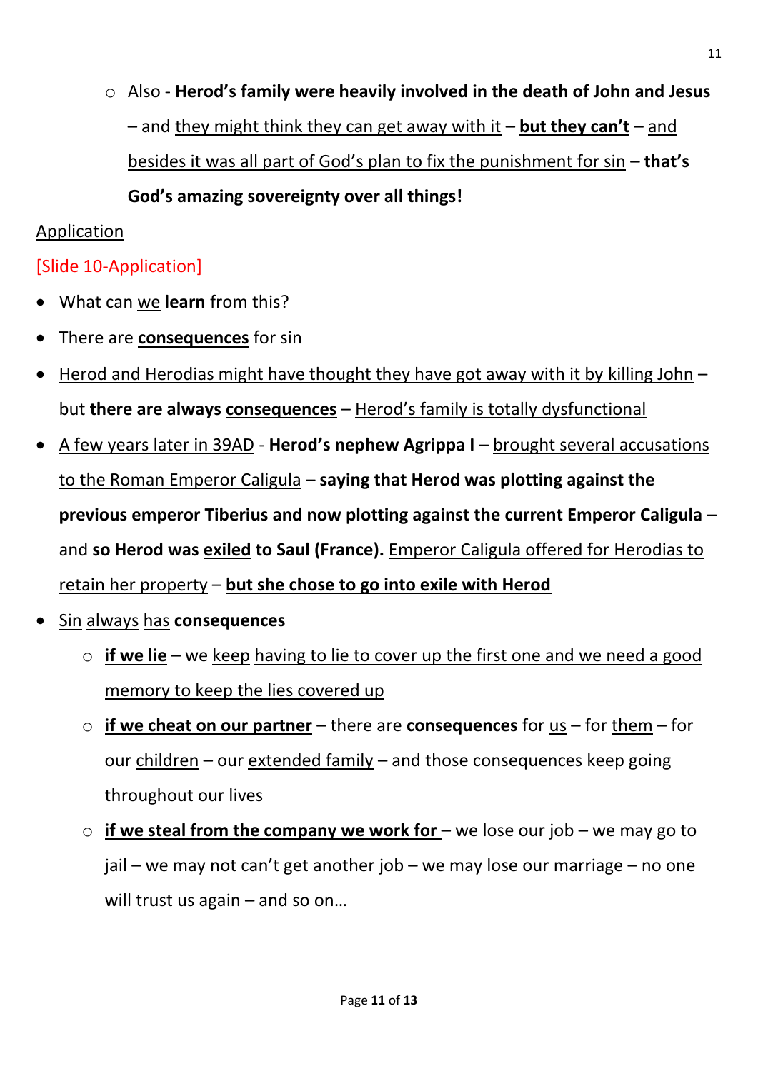- Also - **Herod's family were heavily involved in the death of John and Jesus** – and <u>they might think they can get away with it</u> – **<u>but they can't</u>** – <u>and besides it was all part of God's plan to fix the punishment for sin</u> – **that's God's amazing sovereignty over all things!**

<u>Application</u>

[Slide 10-Application]

- What can <u>we</u> **learn** from this?
- There are **<u>consequences</u>** for sin
- <u>Herod and Herodias might have thought they have got away with it by killing John</u> – but **there are always <u>consequences</u>** – <u>Herod's family is totally dysfunctional</u>
- <u>A few years later in 39AD</u> - **Herod's nephew Agrippa I** – <u>brought several accusations to the Roman Emperor Caligula</u> – **saying that Herod was plotting against the previous emperor Tiberius and now plotting against the current Emperor Caligula** – and **so Herod was <u>exiled</u> to Saul (France).** <u>Emperor Caligula offered for Herodias to retain her property</u> – **<u>but she chose to go into exile with Herod</u>**
- <u>Sin</u> <u>always</u> <u>has</u> **consequences**
  - **<u>if we lie</u>** – we <u>keep</u> <u>having to lie to cover up the first one and we need a good memory to keep the lies covered up</u>
  - **<u>if we cheat on our partner</u>** – there are **consequences** for <u>us</u> – for <u>them</u> – for our <u>children</u> – our <u>extended family</u> – and those consequences keep going throughout our lives
  - **<u>if we steal from the company we work for</u>** – we lose our job – we may go to jail – we may not can't get another job – we may lose our marriage – no one will trust us again – and so on…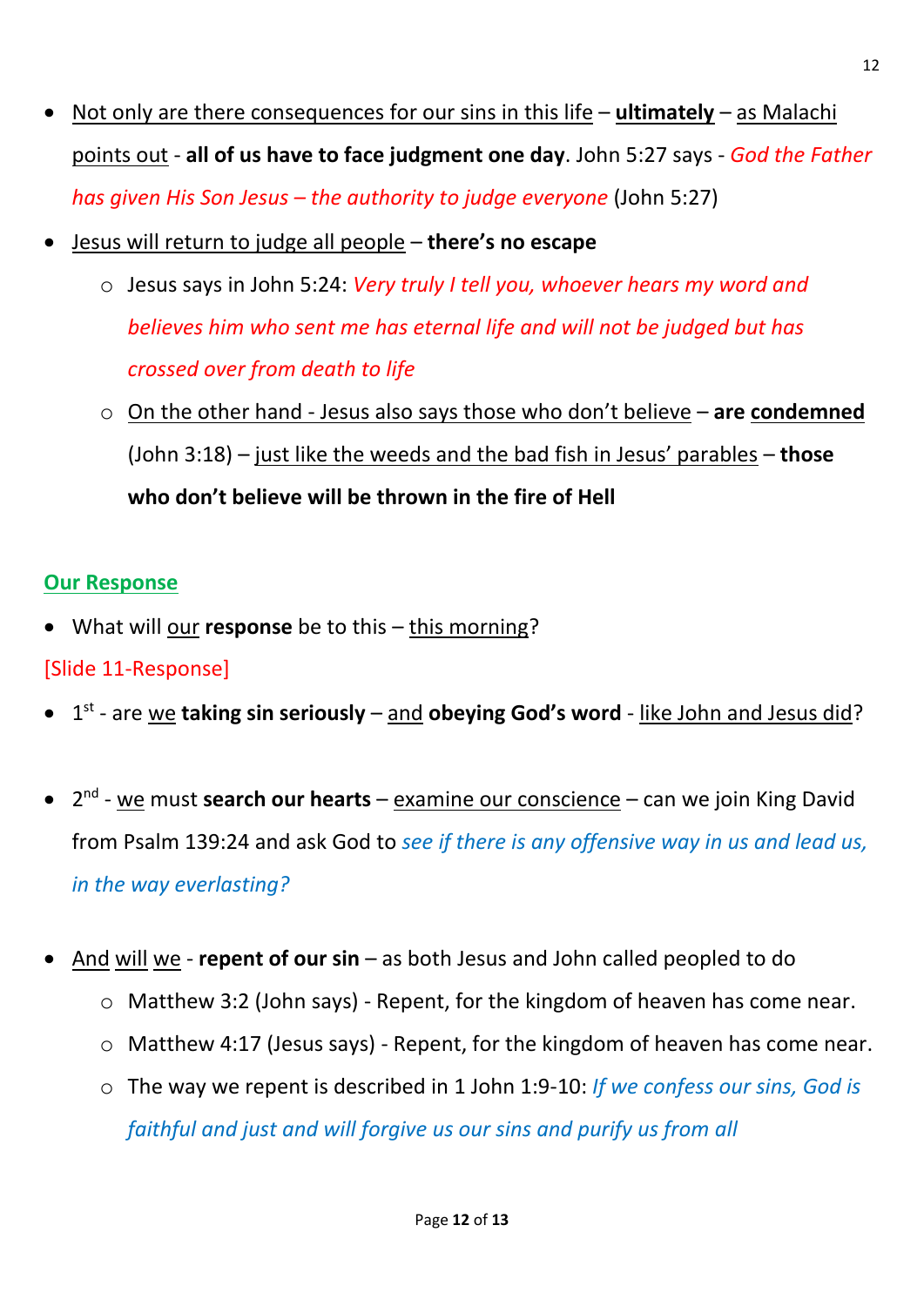- Not only are there consequences for our sins in this life – **ultimately** – as Malachi points out - **all of us have to face judgment one day**. John 5:27 says - *God the Father has given His Son Jesus – the authority to judge everyone* (John 5:27)
- Jesus will return to judge all people – **there's no escape**
  - Jesus says in John 5:24: *Very truly I tell you, whoever hears my word and believes him who sent me has eternal life and will not be judged but has crossed over from death to life*
  - On the other hand - Jesus also says those who don't believe – **are condemned** (John 3:18) – just like the weeds and the bad fish in Jesus' parables – **those who don't believe will be thrown in the fire of Hell**

## Our Response

- What will our **response** be to this – this morning?

[Slide 11-Response]

- 1st - are we **taking sin seriously** – and **obeying God's word** - like John and Jesus did?

- 2nd - we must **search our hearts** – examine our conscience – can we join King David from Psalm 139:24 and ask God to *see if there is any offensive way in us and lead us, in the way everlasting?*

- And will we - **repent of our sin** – as both Jesus and John called peopled to do
  - Matthew 3:2 (John says) - Repent, for the kingdom of heaven has come near.
  - Matthew 4:17 (Jesus says) - Repent, for the kingdom of heaven has come near.
  - The way we repent is described in 1 John 1:9-10: *If we confess our sins, God is faithful and just and will forgive us our sins and purify us from all*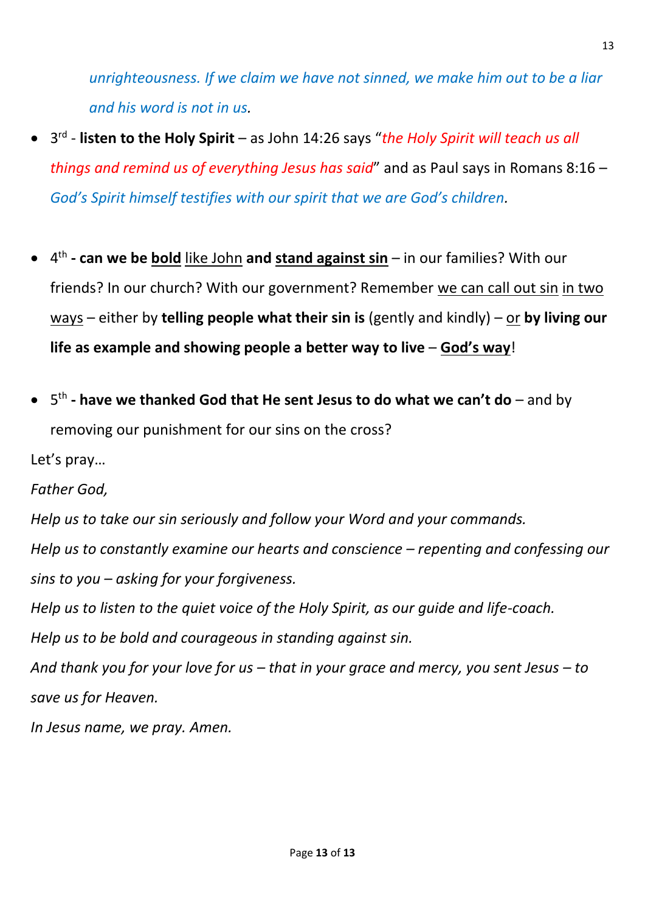*unrighteousness. If we claim we have not sinned, we make him out to be a liar and his word is not in us.*

- 3rd - **listen to the Holy Spirit** – as John 14:26 says "*the Holy Spirit will teach us all things and remind us of everything Jesus has said*" and as Paul says in Romans 8:16 – *God's Spirit himself testifies with our spirit that we are God's children.*

- 4th **- can we be <u>bold</u>** <u>like John</u> **and <u>stand against sin</u>** – in our families? With our friends? In our church? With our government? Remember <u>we can call out sin</u> <u>in two ways</u> – either by **telling people what their sin is** (gently and kindly) – <u>or</u> **by living our life as example and showing people a better way to live** – **<u>God's way</u>**!

- 5th **- have we thanked God that He sent Jesus to do what we can't do** – and by removing our punishment for our sins on the cross?

Let's pray…

*Father God,*

*Help us to take our sin seriously and follow your Word and your commands.*

*Help us to constantly examine our hearts and conscience – repenting and confessing our sins to you – asking for your forgiveness.*

*Help us to listen to the quiet voice of the Holy Spirit, as our guide and life-coach.*

*Help us to be bold and courageous in standing against sin.*

*And thank you for your love for us – that in your grace and mercy, you sent Jesus – to save us for Heaven.*

*In Jesus name, we pray. Amen.*